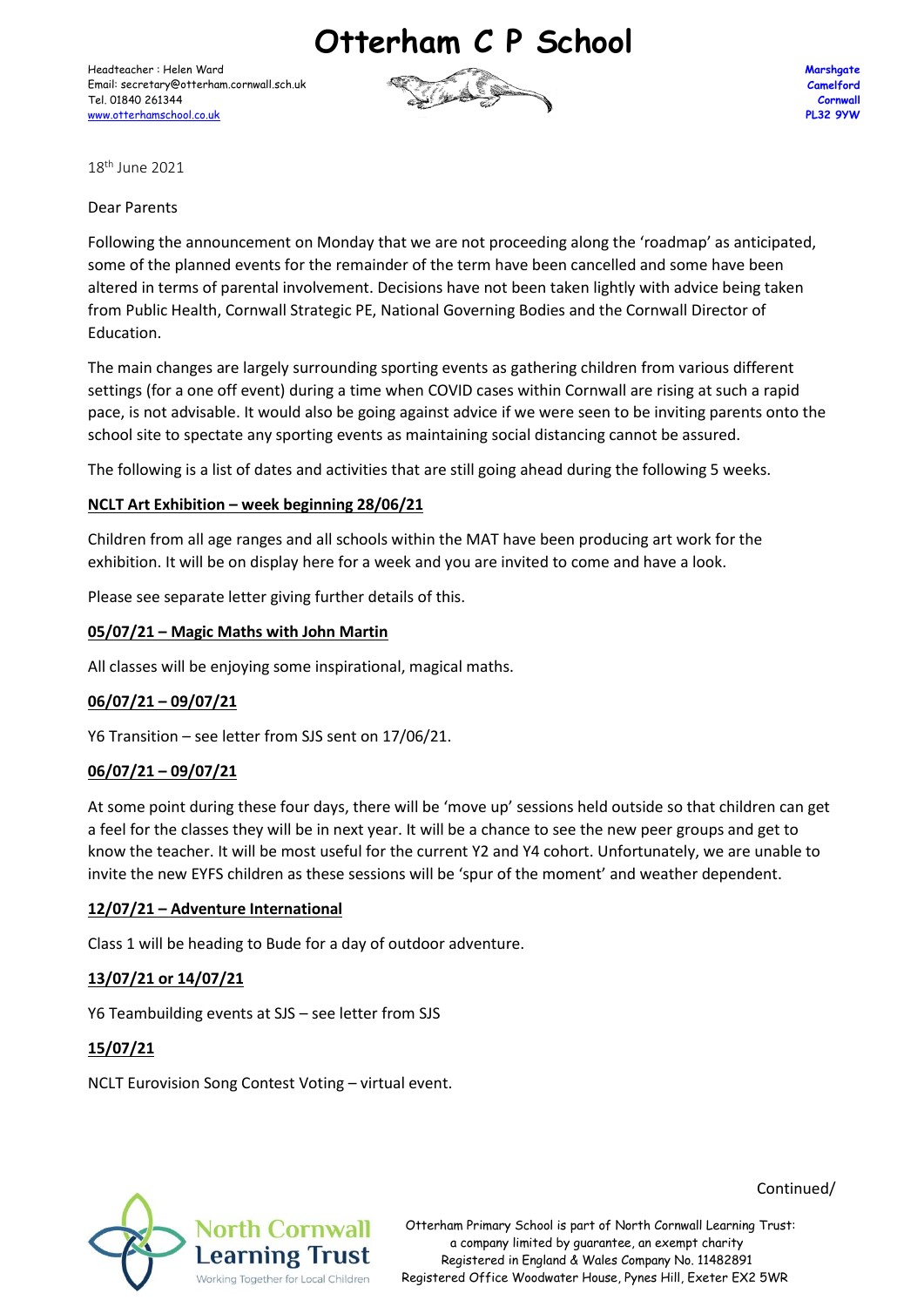# Otterham C P School

Headteacher : Helen Ward
Email: secretary@otterham.cornwall.sch.uk
Tel. 01840 261344
www.otterhamschool.co.uk

Marshgate
Camelford
Cornwall
PL32 9YW

18th June 2021

Dear Parents

Following the announcement on Monday that we are not proceeding along the 'roadmap' as anticipated, some of the planned events for the remainder of the term have been cancelled and some have been altered in terms of parental involvement. Decisions have not been taken lightly with advice being taken from Public Health, Cornwall Strategic PE, National Governing Bodies and the Cornwall Director of Education.

The main changes are largely surrounding sporting events as gathering children from various different settings (for a one off event) during a time when COVID cases within Cornwall are rising at such a rapid pace, is not advisable. It would also be going against advice if we were seen to be inviting parents onto the school site to spectate any sporting events as maintaining social distancing cannot be assured.

The following is a list of dates and activities that are still going ahead during the following 5 weeks.

**NCLT Art Exhibition – week beginning 28/06/21**

Children from all age ranges and all schools within the MAT have been producing art work for the exhibition. It will be on display here for a week and you are invited to come and have a look.

Please see separate letter giving further details of this.

**05/07/21 – Magic Maths with John Martin**

All classes will be enjoying some inspirational, magical maths.

**06/07/21 – 09/07/21**

Y6 Transition – see letter from SJS sent on 17/06/21.

**06/07/21 – 09/07/21**

At some point during these four days, there will be 'move up' sessions held outside so that children can get a feel for the classes they will be in next year. It will be a chance to see the new peer groups and get to know the teacher. It will be most useful for the current Y2 and Y4 cohort. Unfortunately, we are unable to invite the new EYFS children as these sessions will be 'spur of the moment' and weather dependent.

**12/07/21 – Adventure International**

Class 1 will be heading to Bude for a day of outdoor adventure.

**13/07/21 or 14/07/21**

Y6 Teambuilding events at SJS – see letter from SJS

**15/07/21**

NCLT Eurovision Song Contest Voting – virtual event.

Continued/

North Cornwall Learning Trust
Working Together for Local Children

Otterham Primary School is part of North Cornwall Learning Trust: a company limited by guarantee, an exempt charity
Registered in England & Wales Company No. 11482891
Registered Office Woodwater House, Pynes Hill, Exeter EX2 5WR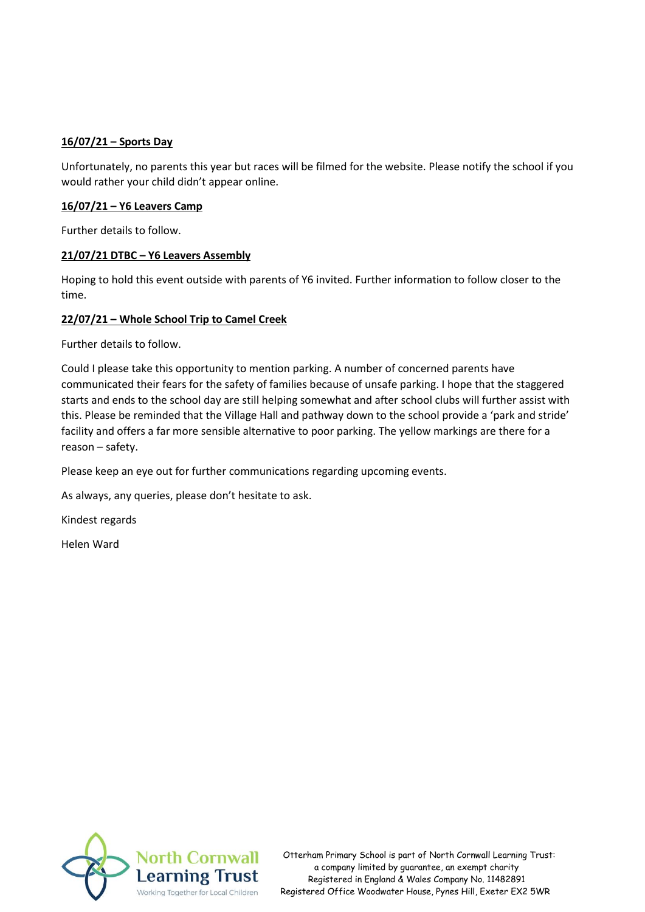**16/07/21 – Sports Day**

Unfortunately, no parents this year but races will be filmed for the website. Please notify the school if you would rather your child didn't appear online.

**16/07/21 – Y6 Leavers Camp**

Further details to follow.

**21/07/21 DTBC – Y6 Leavers Assembly**

Hoping to hold this event outside with parents of Y6 invited. Further information to follow closer to the time.

**22/07/21 – Whole School Trip to Camel Creek**

Further details to follow.

Could I please take this opportunity to mention parking. A number of concerned parents have communicated their fears for the safety of families because of unsafe parking. I hope that the staggered starts and ends to the school day are still helping somewhat and after school clubs will further assist with this. Please be reminded that the Village Hall and pathway down to the school provide a 'park and stride' facility and offers a far more sensible alternative to poor parking. The yellow markings are there for a reason – safety.

Please keep an eye out for further communications regarding upcoming events.

As always, any queries, please don't hesitate to ask.

Kindest regards

Helen Ward

North Cornwall Learning Trust
Working Together for Local Children

Otterham Primary School is part of North Cornwall Learning Trust:
a company limited by guarantee, an exempt charity
Registered in England & Wales Company No. 11482891
Registered Office Woodwater House, Pynes Hill, Exeter EX2 5WR